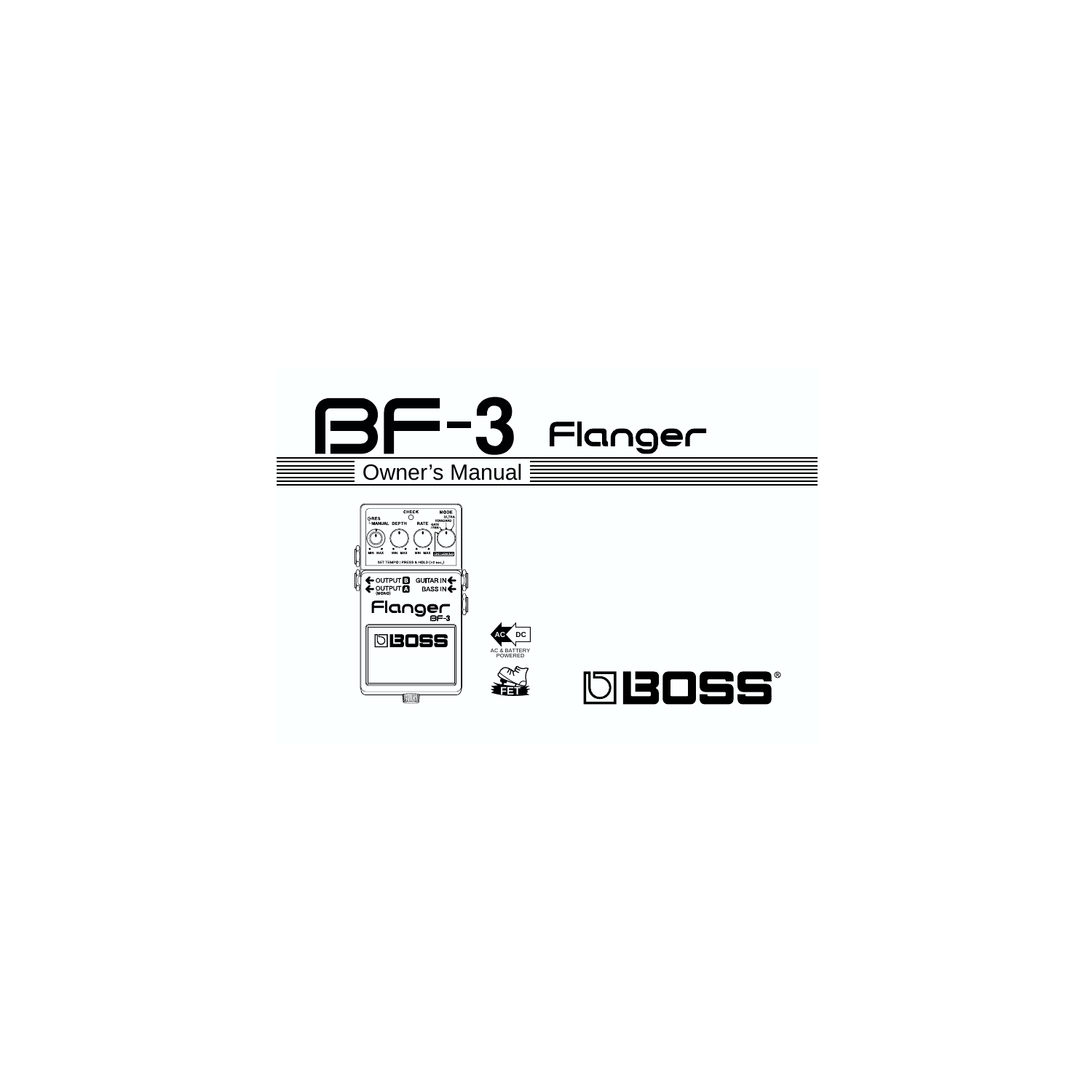# BF-3 Flanger

## Owner's Manual

AC & BATTERY POWERED

FET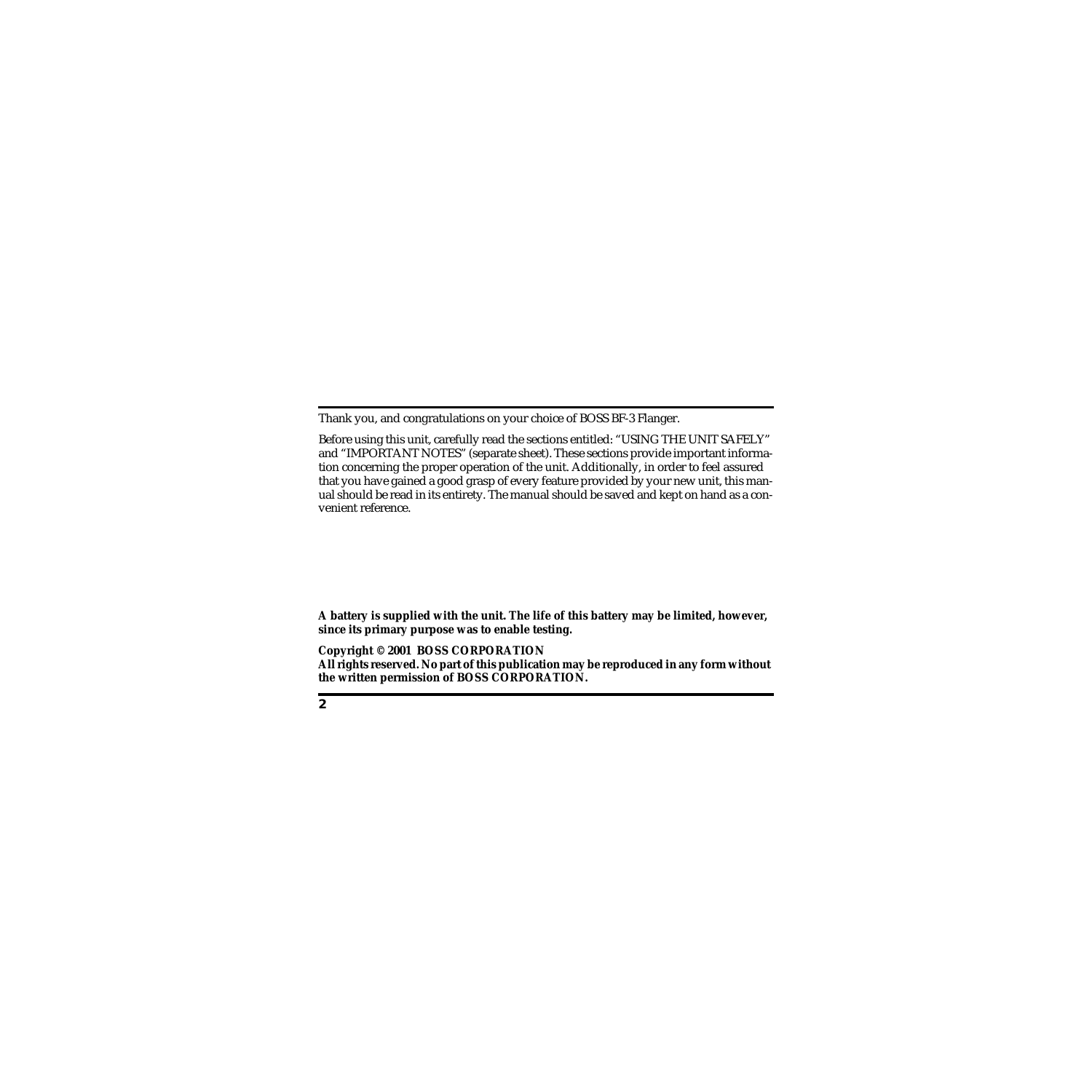Thank you, and congratulations on your choice of BOSS BF-3 Flanger.

Before using this unit, carefully read the sections entitled: "USING THE UNIT SAFELY" and "IMPORTANT NOTES" (separate sheet). These sections provide important information concerning the proper operation of the unit. Additionally, in order to feel assured that you have gained a good grasp of every feature provided by your new unit, this manual should be read in its entirety. The manual should be saved and kept on hand as a convenient reference.

**A battery is supplied with the unit. The life of this battery may be limited, however, since its primary purpose was to enable testing.**

***Copyright © 2001 BOSS CORPORATION***
***All rights reserved. No part of this publication may be reproduced in any form without the written permission of BOSS CORPORATION.***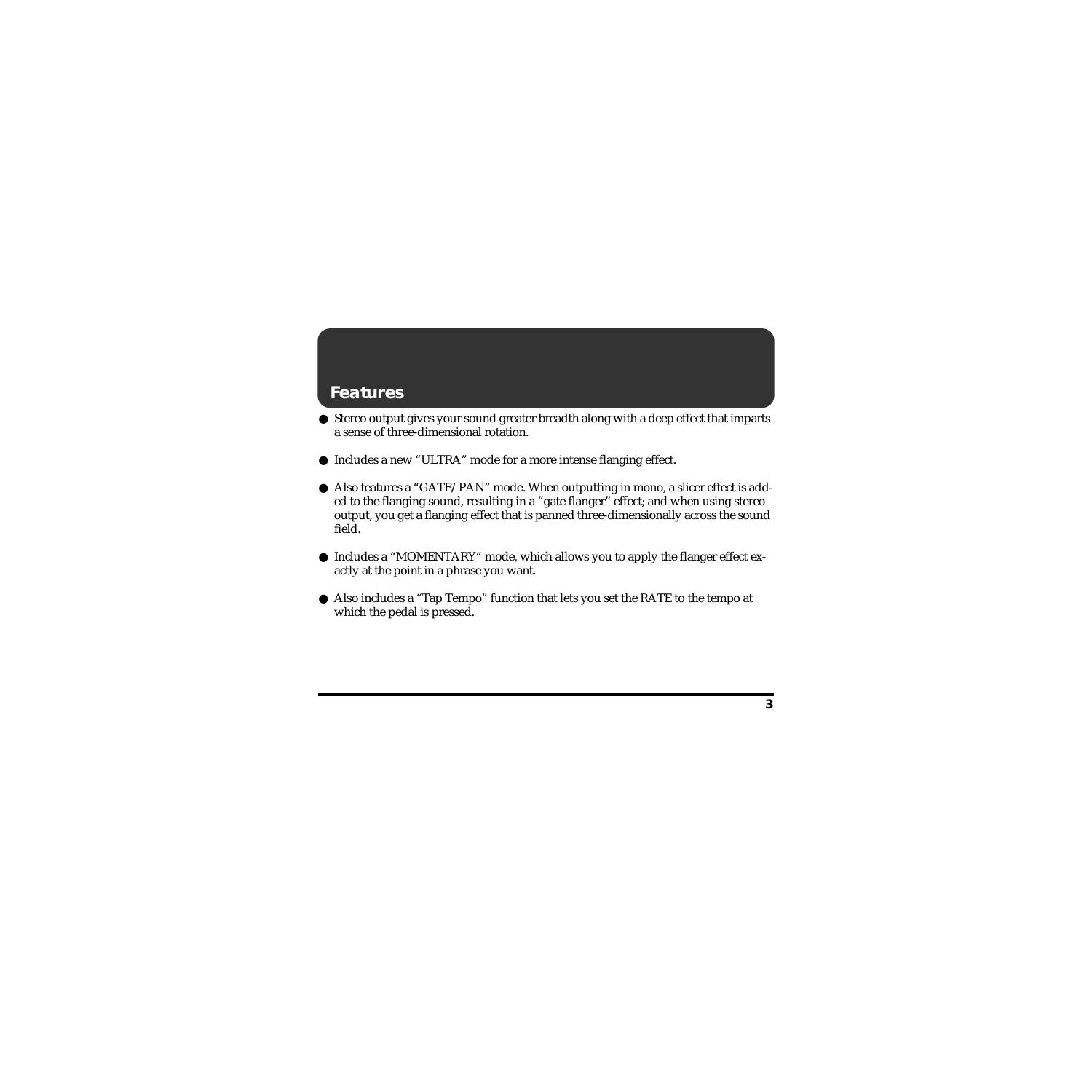## Features

- Stereo output gives your sound greater breadth along with a deep effect that imparts a sense of three-dimensional rotation.
- Includes a new “ULTRA” mode for a more intense flanging effect.
- Also features a “GATE/PAN” mode. When outputting in mono, a slicer effect is added to the flanging sound, resulting in a “gate flanger” effect; and when using stereo output, you get a flanging effect that is panned three-dimensionally across the sound field.
- Includes a “MOMENTARY” mode, which allows you to apply the flanger effect exactly at the point in a phrase you want.
- Also includes a “Tap Tempo” function that lets you set the RATE to the tempo at which the pedal is pressed.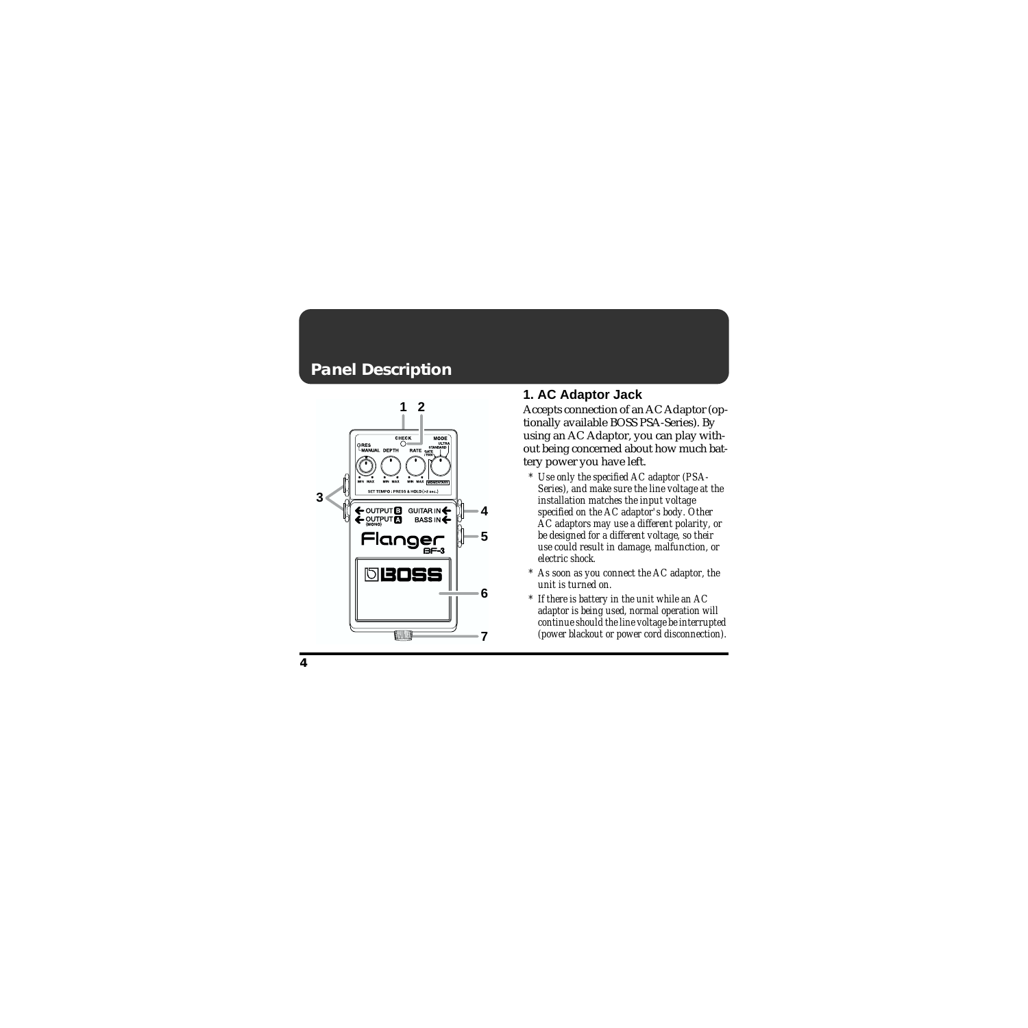# Panel Description

## 1. AC Adaptor Jack

Accepts connection of an AC Adaptor (optionally available BOSS PSA-Series). By using an AC Adaptor, you can play without being concerned about how much battery power you have left.

* *Use only the specified AC adaptor (PSA-Series), and make sure the line voltage at the installation matches the input voltage specified on the AC adaptor's body. Other AC adaptors may use a different polarity, or be designed for a different voltage, so their use could result in damage, malfunction, or electric shock.*
* *As soon as you connect the AC adaptor, the unit is turned on.*
* *If there is battery in the unit while an AC adaptor is being used, normal operation will continue should the line voltage be interrupted (power blackout or power cord disconnection).*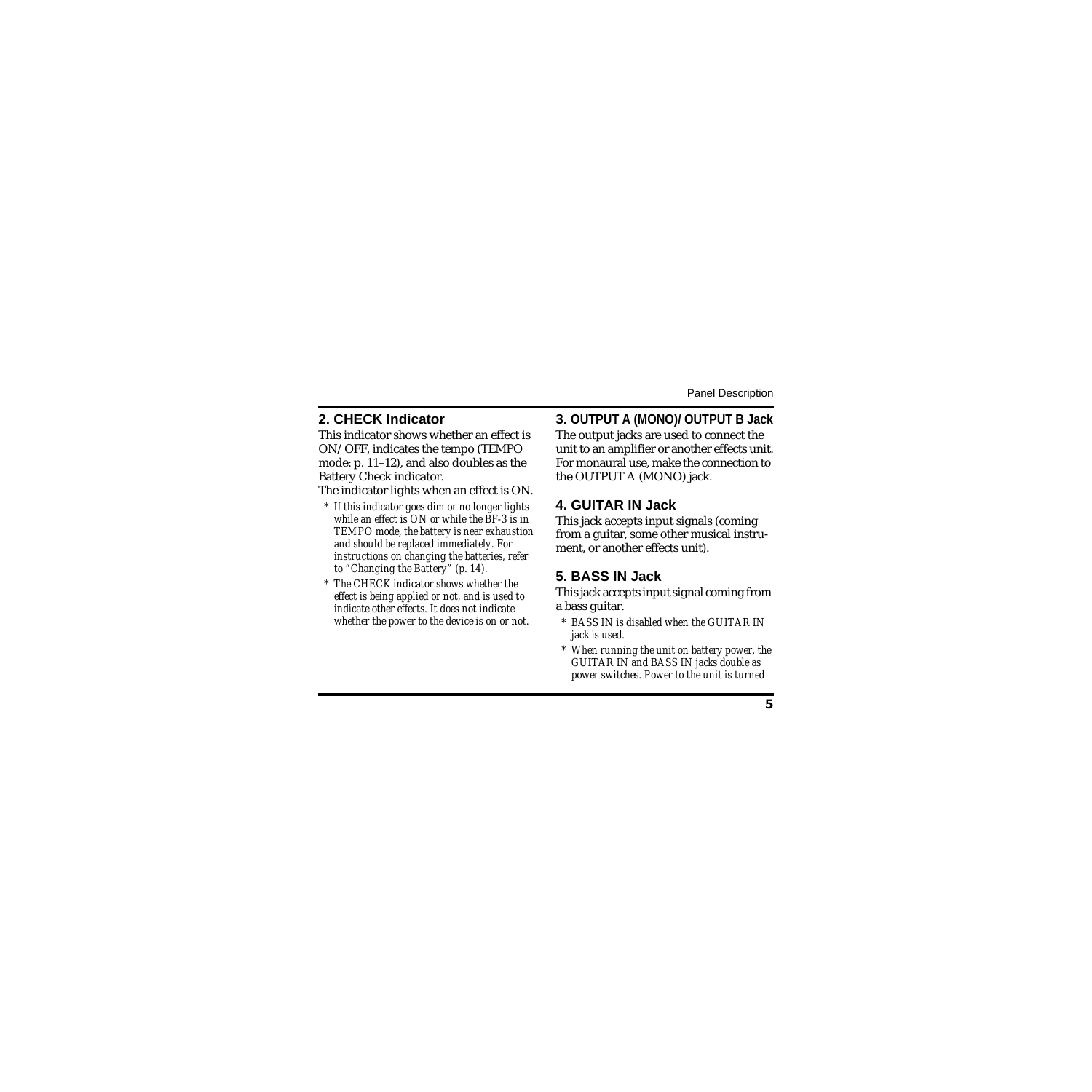## 2. CHECK Indicator

This indicator shows whether an effect is ON/OFF, indicates the tempo (TEMPO mode: p. 11–12), and also doubles as the Battery Check indicator.

The indicator lights when an effect is ON.

* *If this indicator goes dim or no longer lights while an effect is ON or while the BF-3 is in TEMPO mode, the battery is near exhaustion and should be replaced immediately. For instructions on changing the batteries, refer to "Changing the Battery" (p. 14).*
* *The CHECK indicator shows whether the effect is being applied or not, and is used to indicate other effects. It does not indicate whether the power to the device is on or not.*

## 3. OUTPUT A (MONO)/ OUTPUT B Jack

The output jacks are used to connect the unit to an amplifier or another effects unit. For monaural use, make the connection to the OUTPUT A (MONO) jack.

## 4. GUITAR IN Jack

This jack accepts input signals (coming from a guitar, some other musical instrument, or another effects unit).

## 5. BASS IN Jack

This jack accepts input signal coming from a bass guitar.

* *BASS IN is disabled when the GUITAR IN jack is used.*
* *When running the unit on battery power, the GUITAR IN and BASS IN jacks double as power switches. Power to the unit is turned*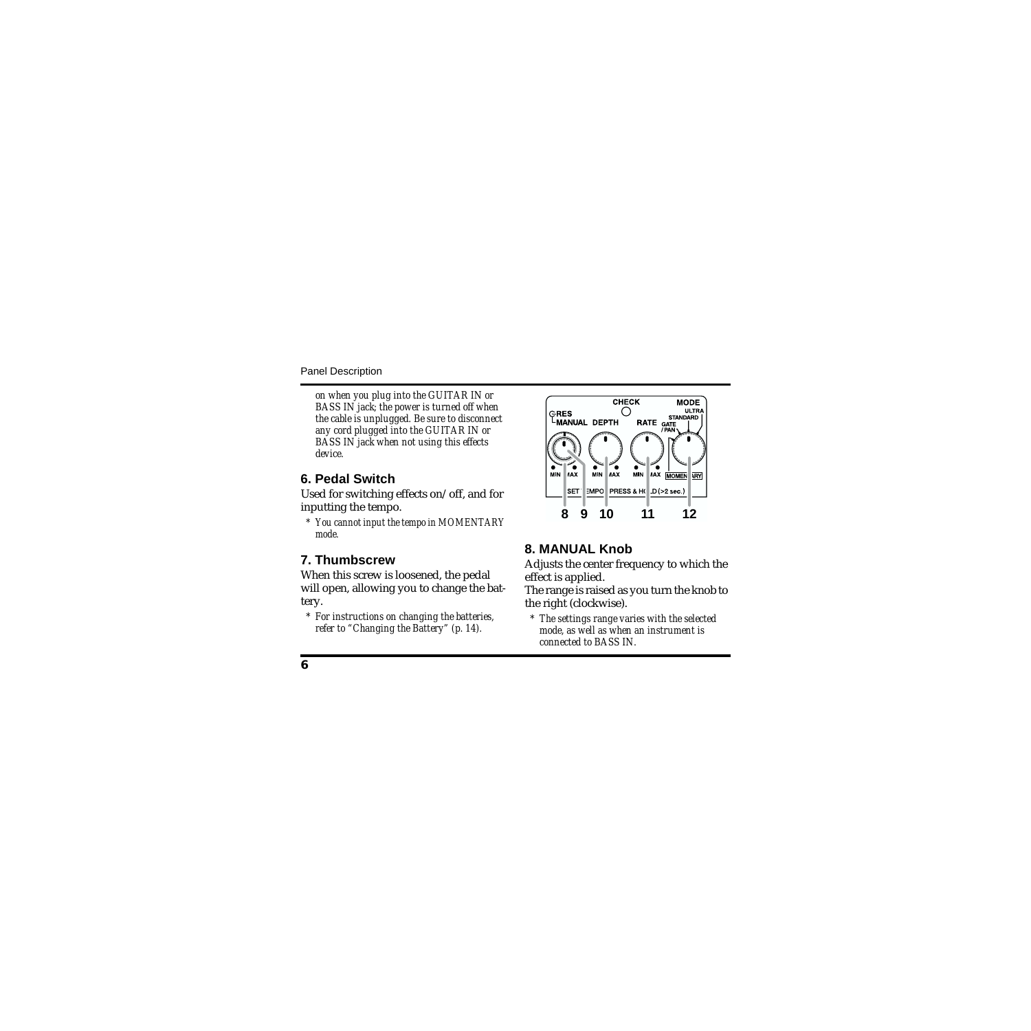*on when you plug into the GUITAR IN or BASS IN jack; the power is turned off when the cable is unplugged. Be sure to disconnect any cord plugged into the GUITAR IN or BASS IN jack when not using this effects device.*

## 6. Pedal Switch

Used for switching effects on/off, and for inputting the tempo.

* *You cannot input the tempo in MOMENTARY mode.*

## 7. Thumbscrew

When this screw is loosened, the pedal will open, allowing you to change the battery.

* *For instructions on changing the batteries, refer to "Changing the Battery" (p. 14).*

## 8. MANUAL Knob

Adjusts the center frequency to which the effect is applied.

The range is raised as you turn the knob to the right (clockwise).

* *The settings range varies with the selected mode, as well as when an instrument is connected to BASS IN.*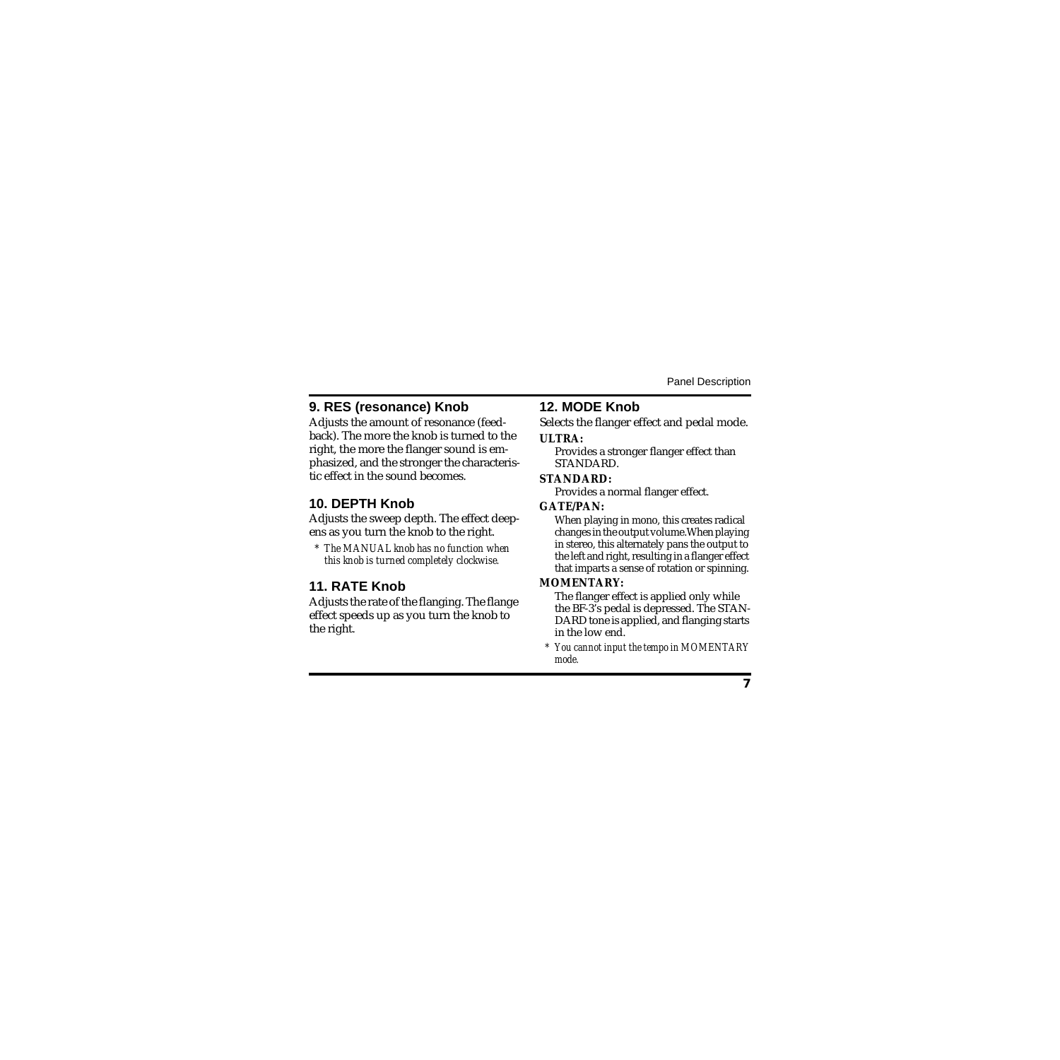## 9. RES (resonance) Knob

Adjusts the amount of resonance (feedback). The more the knob is turned to the right, the more the flanger sound is emphasized, and the stronger the characteristic effect in the sound becomes.

## 10. DEPTH Knob

Adjusts the sweep depth. The effect deepens as you turn the knob to the right.

* *The MANUAL knob has no function when this knob is turned completely clockwise.*

## 11. RATE Knob

Adjusts the rate of the flanging. The flange effect speeds up as you turn the knob to the right.

## 12. MODE Knob

Selects the flanger effect and pedal mode.

**ULTRA:**

Provides a stronger flanger effect than STANDARD.

**STANDARD:**

Provides a normal flanger effect.

**GATE/PAN:**

When playing in mono, this creates radical changes in the output volume.When playing in stereo, this alternately pans the output to the left and right, resulting in a flanger effect that imparts a sense of rotation or spinning.

**MOMENTARY:**

The flanger effect is applied only while the BF-3's pedal is depressed. The STANDARD tone is applied, and flanging starts in the low end.

* *You cannot input the tempo in MOMENTARY mode.*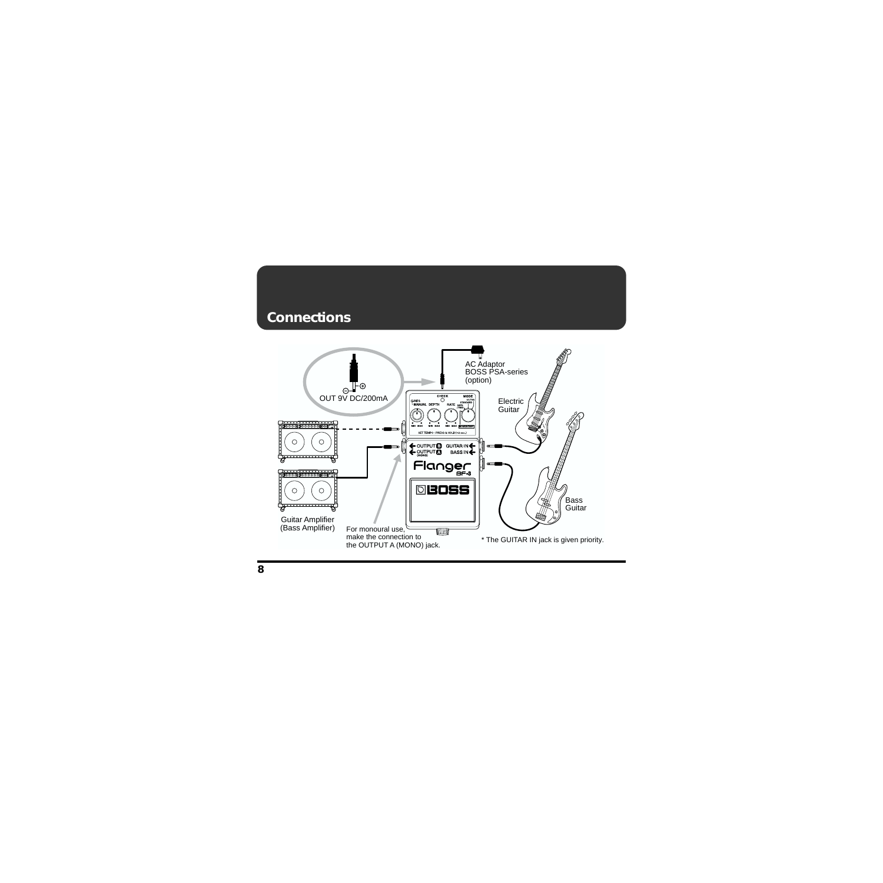# Connections

AC Adaptor
BOSS PSA-series
(option)

OUT 9V DC/200mA

Electric
Guitar

Bass
Guitar

Guitar Amplifier
(Bass Amplifier)

For monoural use,
make the connection to
the OUTPUT A (MONO) jack.

* The GUITAR IN jack is given priority.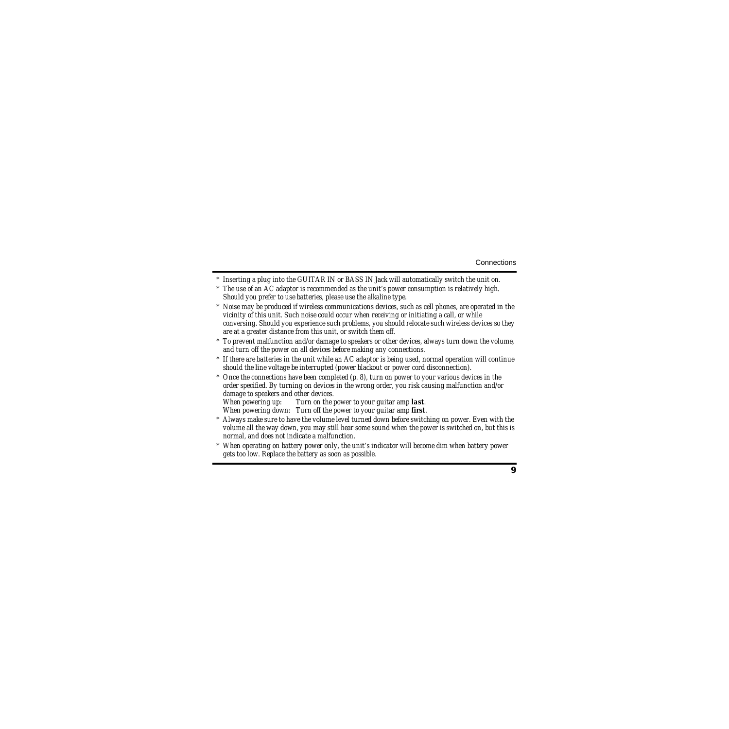* *Inserting a plug into the GUITAR IN or BASS IN Jack will automatically switch the unit on.*
* *The use of an AC adaptor is recommended as the unit's power consumption is relatively high. Should you prefer to use batteries, please use the alkaline type.*
* *Noise may be produced if wireless communications devices, such as cell phones, are operated in the vicinity of this unit. Such noise could occur when receiving or initiating a call, or while conversing. Should you experience such problems, you should relocate such wireless devices so they are at a greater distance from this unit, or switch them off.*
* *To prevent malfunction and/or damage to speakers or other devices, always turn down the volume, and turn off the power on all devices before making any connections.*
* *If there are batteries in the unit while an AC adaptor is being used, normal operation will continue should the line voltage be interrupted (power blackout or power cord disconnection).*
* *Once the connections have been completed (p. 8), turn on power to your various devices in the order specified. By turning on devices in the wrong order, you risk causing malfunction and/or damage to speakers and other devices.*
  *When powering up: Turn on the power to your guitar amp* ***last****.*
  *When powering down: Turn off the power to your guitar amp* ***first****.*
* *Always make sure to have the volume level turned down before switching on power. Even with the volume all the way down, you may still hear some sound when the power is switched on, but this is normal, and does not indicate a malfunction.*
* *When operating on battery power only, the unit's indicator will become dim when battery power gets too low. Replace the battery as soon as possible.*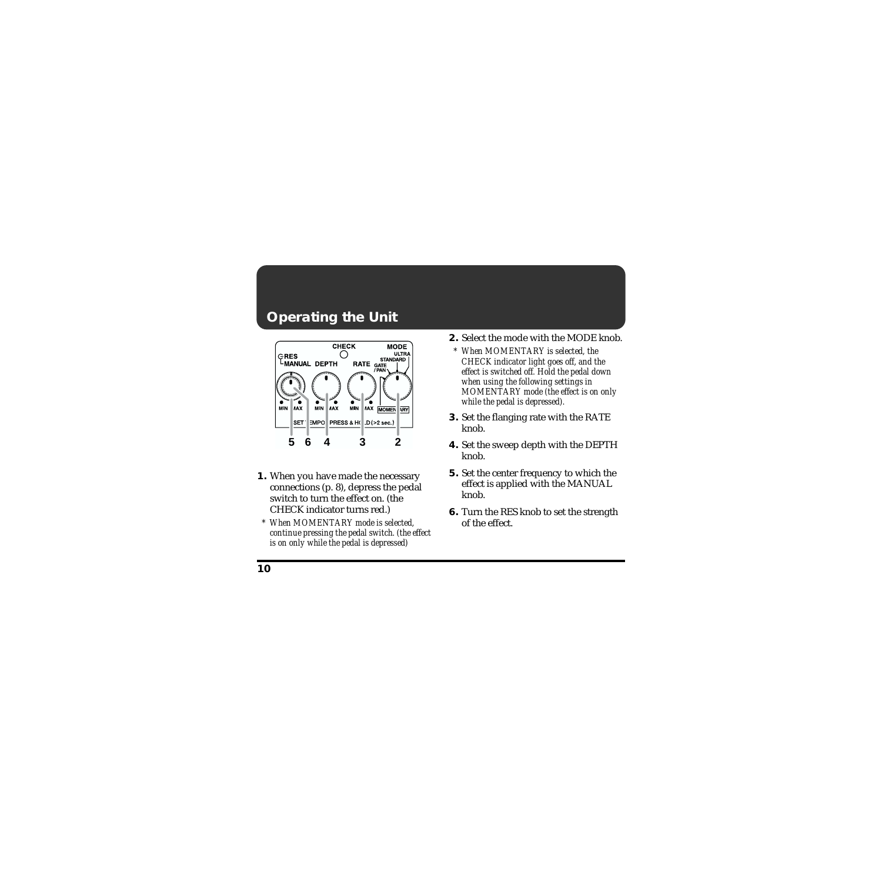## Operating the Unit

1. When you have made the necessary connections (p. 8), depress the pedal switch to turn the effect on. (the CHECK indicator turns red.)

   * *When MOMENTARY mode is selected, continue pressing the pedal switch. (the effect is on only while the pedal is depressed)*

2. Select the mode with the MODE knob.

   * *When MOMENTARY is selected, the CHECK indicator light goes off, and the effect is switched off. Hold the pedal down when using the following settings in MOMENTARY mode (the effect is on only while the pedal is depressed).*

3. Set the flanging rate with the RATE knob.

4. Set the sweep depth with the DEPTH knob.

5. Set the center frequency to which the effect is applied with the MANUAL knob.

6. Turn the RES knob to set the strength of the effect.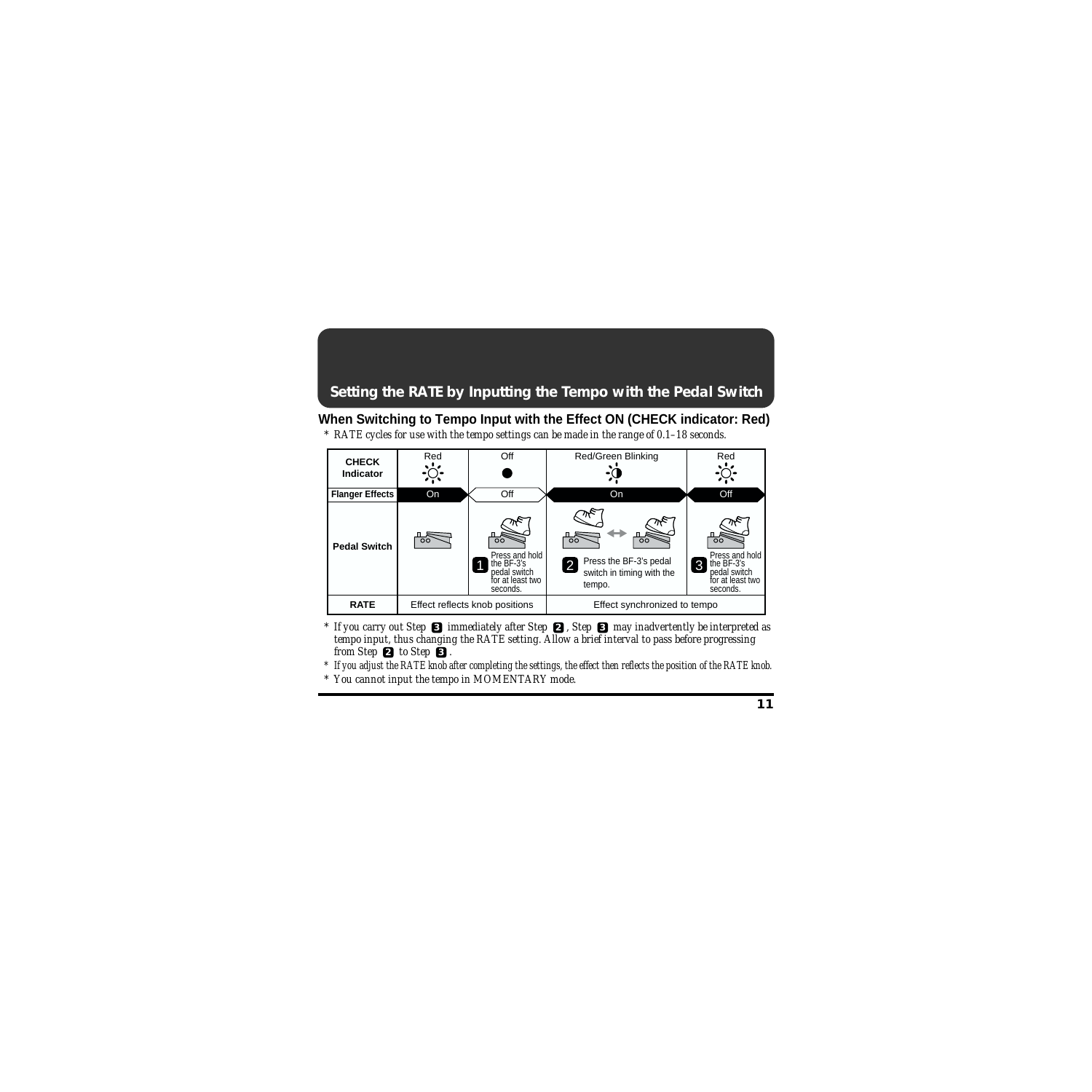## Setting the RATE by Inputting the Tempo with the Pedal Switch

### When Switching to Tempo Input with the Effect ON (CHECK indicator: Red)

* *RATE cycles for use with the tempo settings can be made in the range of 0.1–18 seconds.*

| CHECK Indicator | Red | Off | Red/Green Blinking | Red |
|---|---|---|---|---|
| Flanger Effects | On | Off | On | Off |
| Pedal Switch | | 1 Press and hold the BF-3's pedal switch for at least two seconds. | 2 Press the BF-3's pedal switch in timing with the tempo. | 3 Press and hold the BF-3's pedal switch for at least two seconds. |
| RATE | Effect reflects knob positions | | Effect synchronized to tempo | |

* *If you carry out Step 3 immediately after Step 2, Step 3 may inadvertently be interpreted as tempo input, thus changing the RATE setting. Allow a brief interval to pass before progressing from Step 2 to Step 3.*
* *If you adjust the RATE knob after completing the settings, the effect then reflects the position of the RATE knob.*
* *You cannot input the tempo in MOMENTARY mode.*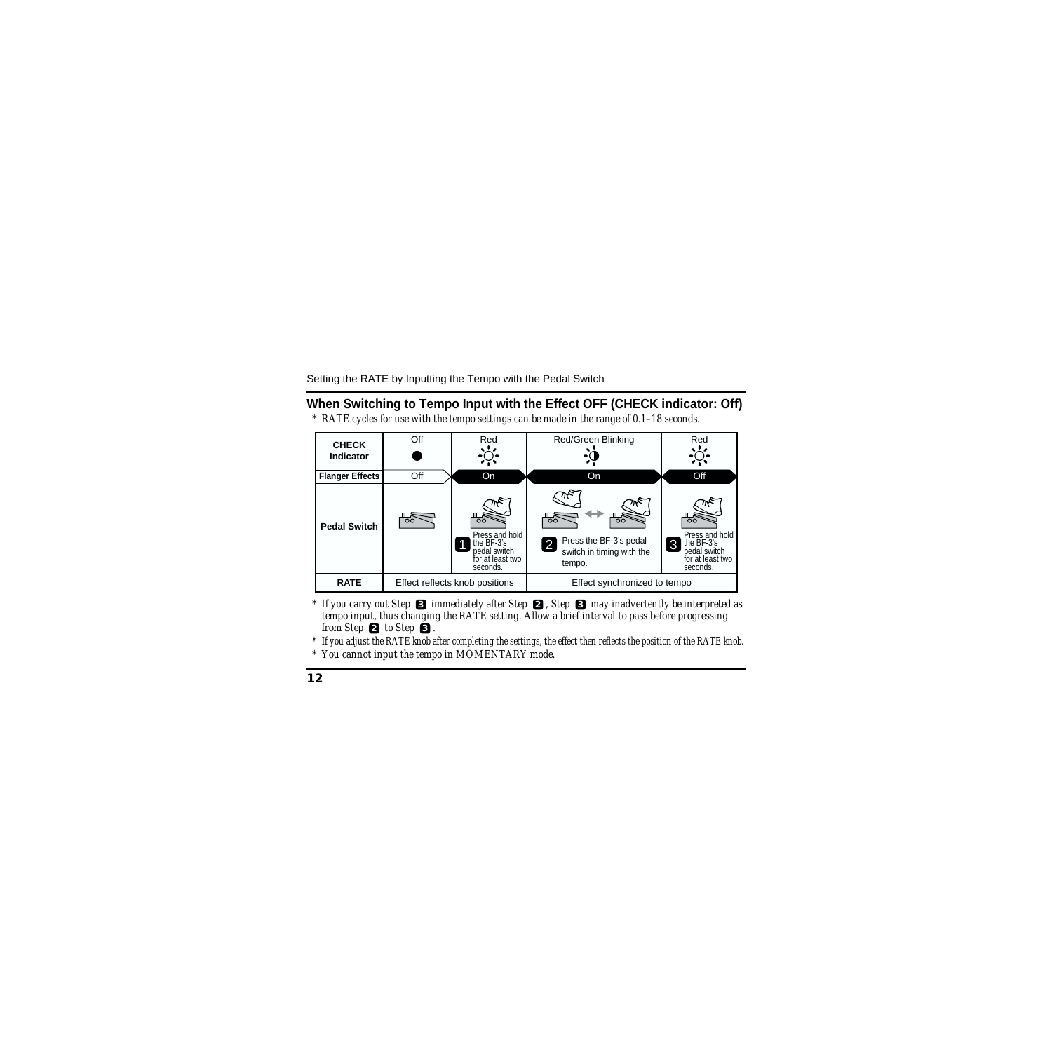## When Switching to Tempo Input with the Effect OFF (CHECK indicator: Off)

* *RATE cycles for use with the tempo settings can be made in the range of 0.1–18 seconds.*

| CHECK Indicator | Off | Red | Red/Green Blinking | Red |
|---|---|---|---|---|
| Flanger Effects | Off | On | On | Off |
| Pedal Switch | | 1 Press and hold the BF-3's pedal switch for at least two seconds. | 2 Press the BF-3's pedal switch in timing with the tempo. | 3 Press and hold the BF-3's pedal switch for at least two seconds. |
| RATE | Effect reflects knob positions | | Effect synchronized to tempo | |

* *If you carry out Step 3 immediately after Step 2, Step 3 may inadvertently be interpreted as tempo input, thus changing the RATE setting. Allow a brief interval to pass before progressing from Step 2 to Step 3.*
* *If you adjust the RATE knob after completing the settings, the effect then reflects the position of the RATE knob.*
* *You cannot input the tempo in MOMENTARY mode.*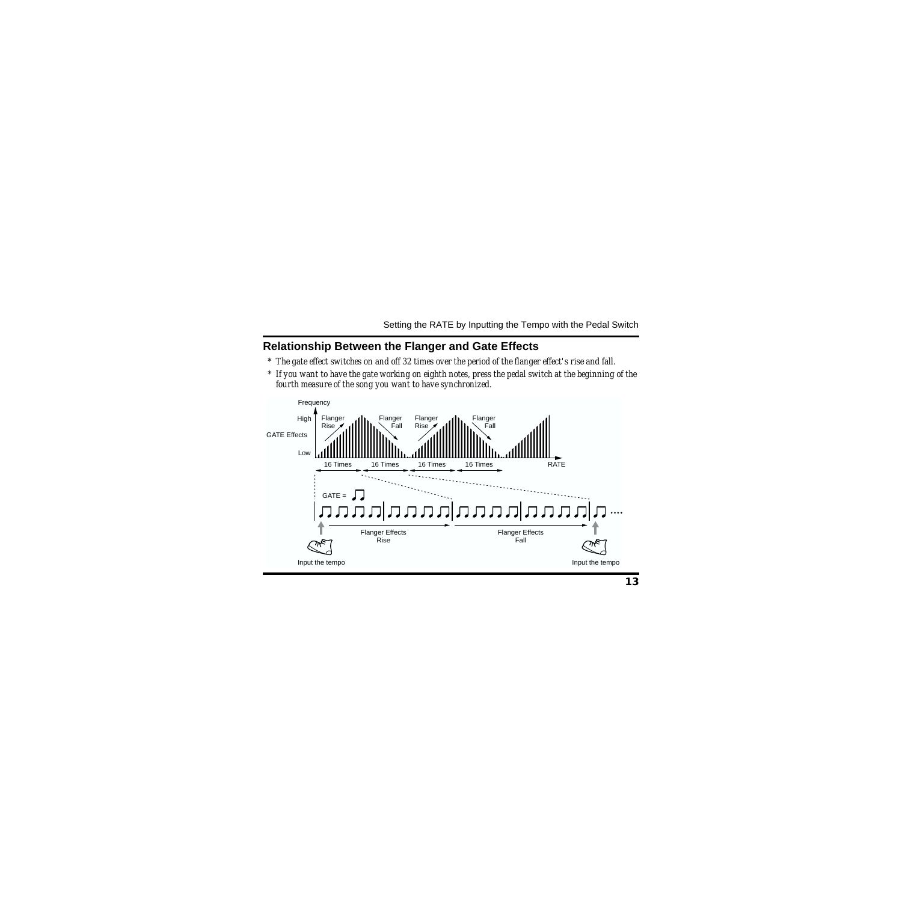## Relationship Between the Flanger and Gate Effects

* *The gate effect switches on and off 32 times over the period of the flanger effect's rise and fall.*
* *If you want to have the gate working on eighth notes, press the pedal switch at the beginning of the fourth measure of the song you want to have synchronized.*

Frequency

High

GATE Effects

Low

Flanger Rise

Flanger Fall

Flanger Rise

Flanger Fall

16 Times 16 Times 16 Times 16 Times RATE

GATE =

Flanger Effects Rise

Flanger Effects Fall

Input the tempo

Input the tempo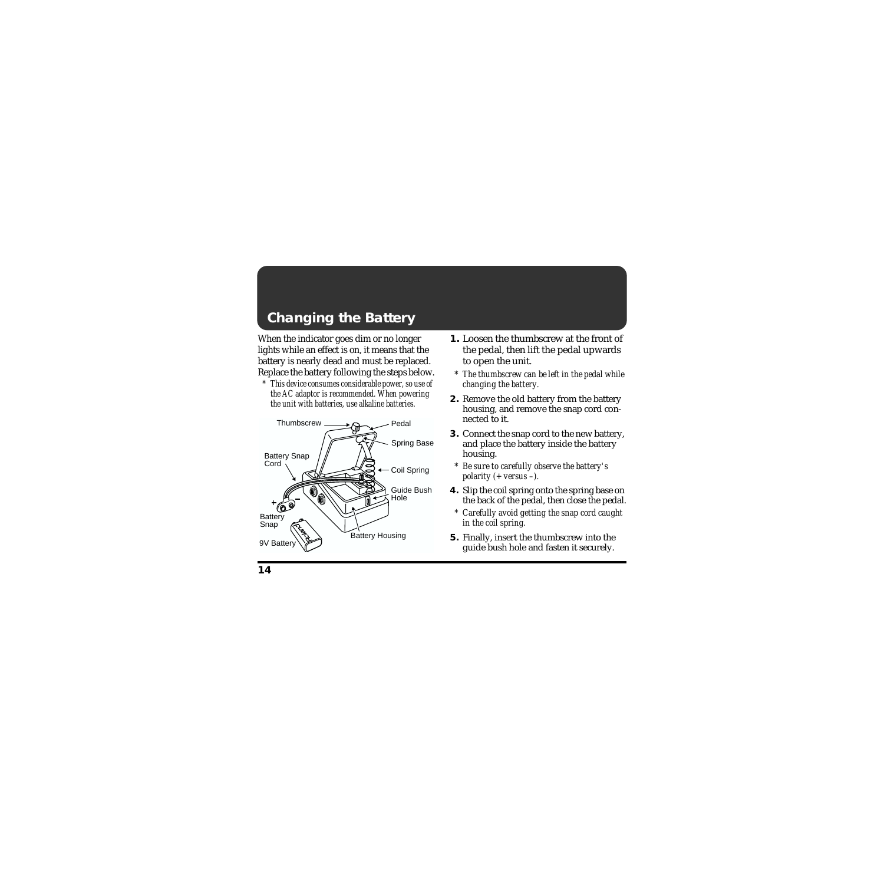## Changing the Battery

When the indicator goes dim or no longer lights while an effect is on, it means that the battery is nearly dead and must be replaced. Replace the battery following the steps below.

* *This device consumes considerable power, so use of the AC adaptor is recommended. When powering the unit with batteries, use alkaline batteries.*

1. Loosen the thumbscrew at the front of the pedal, then lift the pedal upwards to open the unit.
   * *The thumbscrew can be left in the pedal while changing the battery.*
2. Remove the old battery from the battery housing, and remove the snap cord connected to it.
3. Connect the snap cord to the new battery, and place the battery inside the battery housing.
   * *Be sure to carefully observe the battery's polarity (+ versus –).*
4. Slip the coil spring onto the spring base on the back of the pedal, then close the pedal.
   * *Carefully avoid getting the snap cord caught in the coil spring.*
5. Finally, insert the thumbscrew into the guide bush hole and fasten it securely.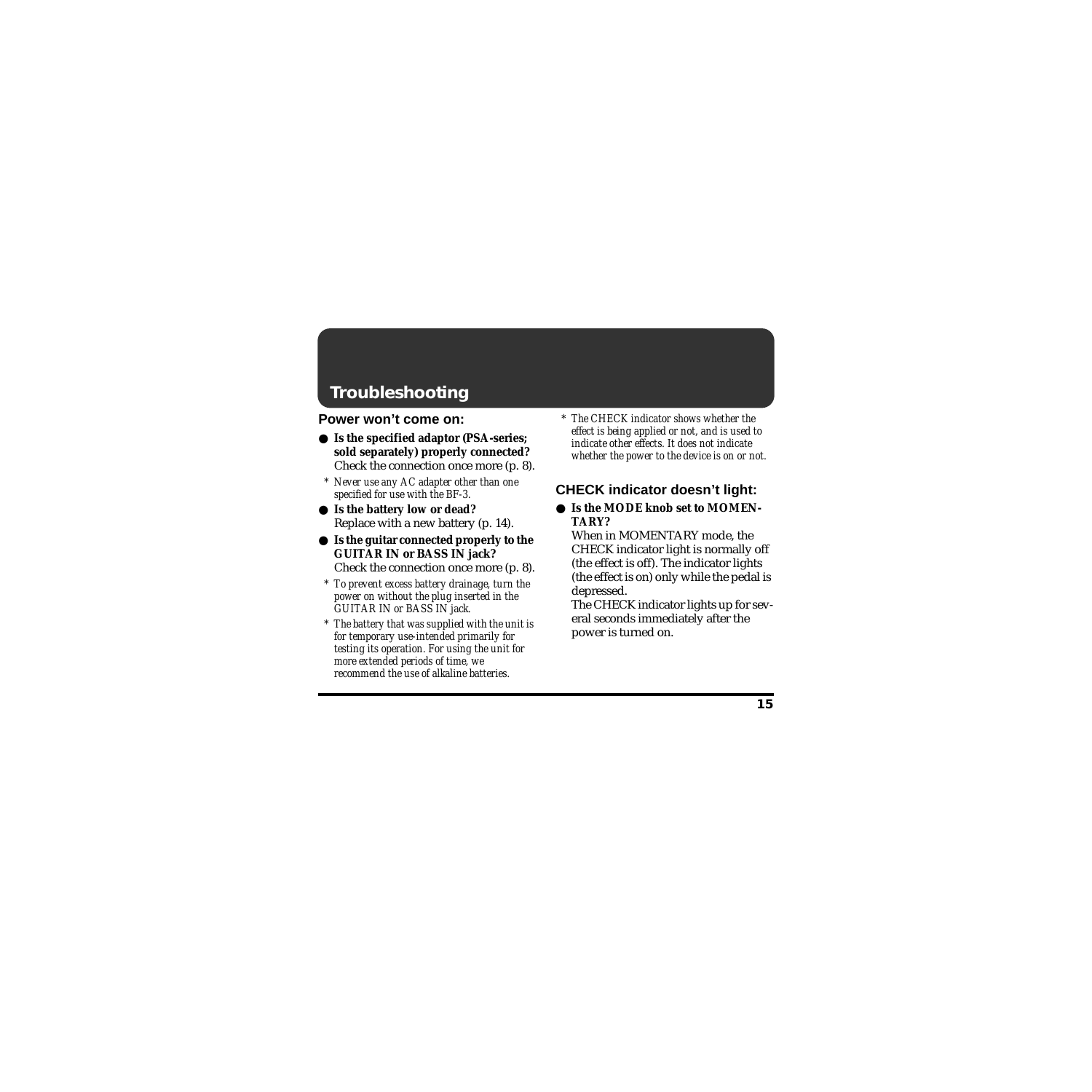# Troubleshooting

### Power won't come on:

- **Is the specified adaptor (PSA-series; sold separately) properly connected?**
  Check the connection once more (p. 8).

  * *Never use any AC adapter other than one specified for use with the BF-3.*

- **Is the battery low or dead?**
  Replace with a new battery (p. 14).

- **Is the guitar connected properly to the GUITAR IN or BASS IN jack?**
  Check the connection once more (p. 8).

  * *To prevent excess battery drainage, turn the power on without the plug inserted in the GUITAR IN or BASS IN jack.*

  * *The battery that was supplied with the unit is for temporary use-intended primarily for testing its operation. For using the unit for more extended periods of time, we recommend the use of alkaline batteries.*

  * *The CHECK indicator shows whether the effect is being applied or not, and is used to indicate other effects. It does not indicate whether the power to the device is on or not.*

### CHECK indicator doesn't light:

- **Is the MODE knob set to MOMENTARY?**
  When in MOMENTARY mode, the CHECK indicator light is normally off (the effect is off). The indicator lights (the effect is on) only while the pedal is depressed.
  The CHECK indicator lights up for several seconds immediately after the power is turned on.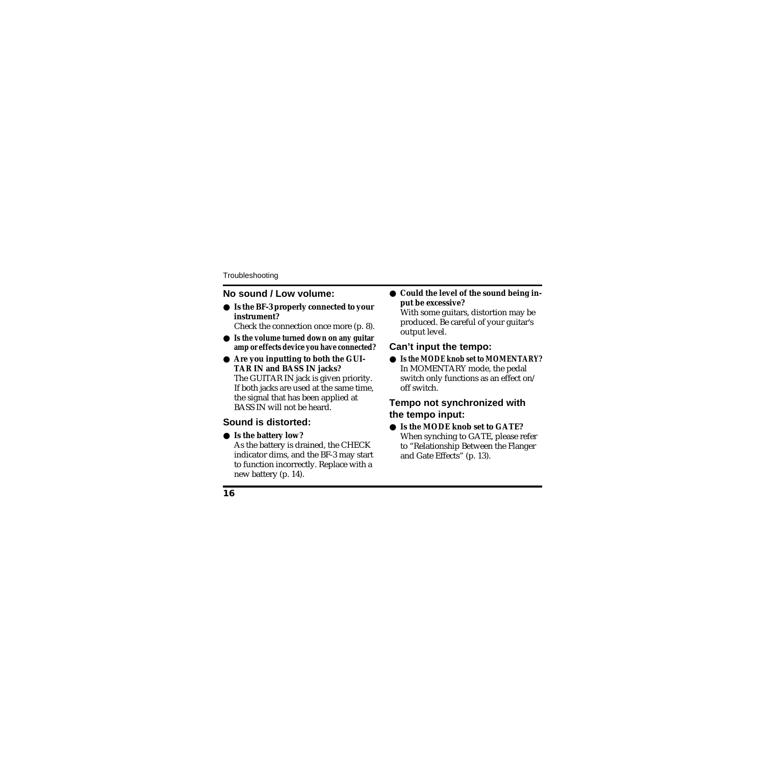## No sound / Low volume:

- **Is the BF-3 properly connected to your instrument?**
  Check the connection once more (p. 8).
- **Is the volume turned down on any guitar amp or effects device you have connected?**
- **Are you inputting to both the GUITAR IN and BASS IN jacks?**
  The GUITAR IN jack is given priority. If both jacks are used at the same time, the signal that has been applied at BASS IN will not be heard.

## Sound is distorted:

- **Is the battery low?**
  As the battery is drained, the CHECK indicator dims, and the BF-3 may start to function incorrectly. Replace with a new battery (p. 14).
- **Could the level of the sound being input be excessive?**
  With some guitars, distortion may be produced. Be careful of your guitar's output level.

## Can't input the tempo:

- **Is the MODE knob set to MOMENTARY?**
  In MOMENTARY mode, the pedal switch only functions as an effect on/off switch.

## Tempo not synchronized with the tempo input:

- **Is the MODE knob set to GATE?**
  When synching to GATE, please refer to "Relationship Between the Flanger and Gate Effects" (p. 13).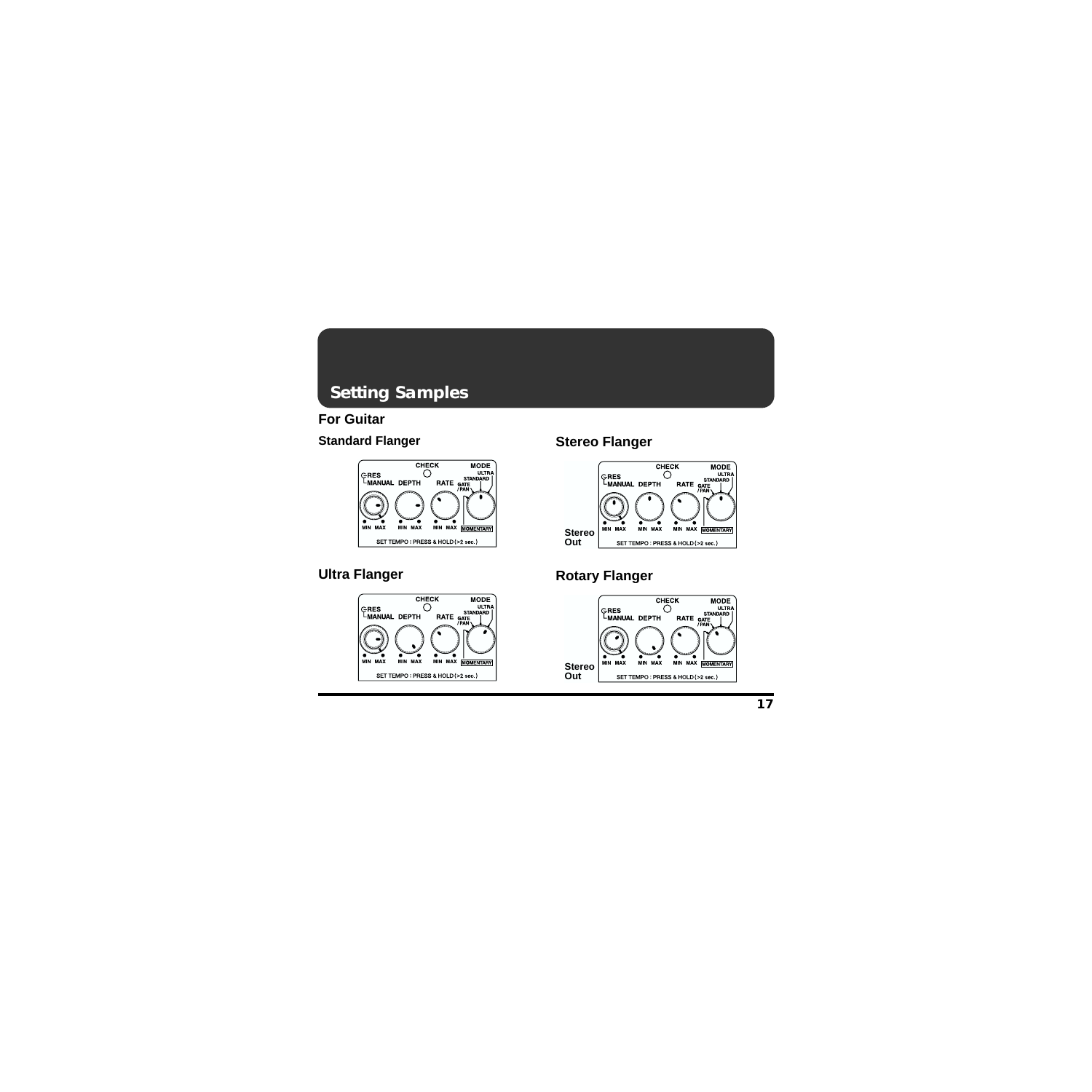# Setting Samples

## For Guitar

### Standard Flanger

CHECK MODE
RES ULTRA
MANUAL DEPTH RATE STANDARD
GATE / PAN
MIN MAX MIN MAX MIN MAX MOMENTARY
SET TEMPO : PRESS & HOLD (>2 sec.)

### Stereo Flanger

CHECK MODE
RES ULTRA
MANUAL DEPTH RATE STANDARD
GATE / PAN
MIN MAX MIN MAX MIN MAX MOMENTARY
SET TEMPO : PRESS & HOLD (>2 sec.)

Stereo Out

### Ultra Flanger

CHECK MODE
RES ULTRA
MANUAL DEPTH RATE STANDARD
GATE / PAN
MIN MAX MIN MAX MIN MAX MOMENTARY
SET TEMPO : PRESS & HOLD (>2 sec.)

### Rotary Flanger

CHECK MODE
RES ULTRA
MANUAL DEPTH RATE STANDARD
GATE / PAN
MIN MAX MIN MAX MIN MAX MOMENTARY
SET TEMPO : PRESS & HOLD (>2 sec.)

Stereo Out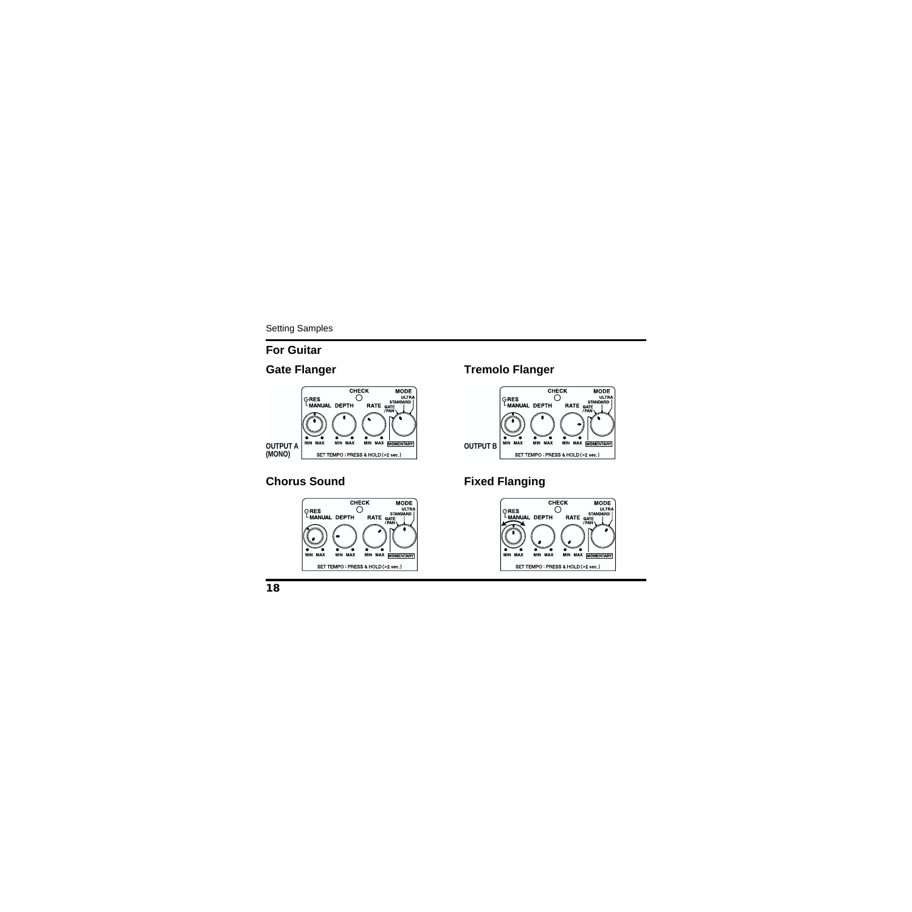## For Guitar

### Gate Flanger

CHECK MODE
RES
MANUAL DEPTH RATE GATE/PAN STANDARD ULTRA
MIN MAX MIN MAX MIN MAX MOMENTARY
OUTPUT A (MONO)
SET TEMPO : PRESS & HOLD (>2 sec.)

### Tremolo Flanger

CHECK MODE
RES
MANUAL DEPTH RATE GATE/PAN STANDARD ULTRA
MIN MAX MIN MAX MIN MAX MOMENTARY
OUTPUT B
SET TEMPO : PRESS & HOLD (>2 sec.)

### Chorus Sound

CHECK MODE
RES
MANUAL DEPTH RATE GATE/PAN STANDARD ULTRA
MIN MAX MIN MAX MIN MAX MOMENTARY
SET TEMPO : PRESS & HOLD (>2 sec.)

### Fixed Flanging

CHECK MODE
RES
MANUAL DEPTH RATE GATE/PAN STANDARD ULTRA
MIN MAX MIN MAX MIN MAX MOMENTARY
SET TEMPO : PRESS & HOLD (>2 sec.)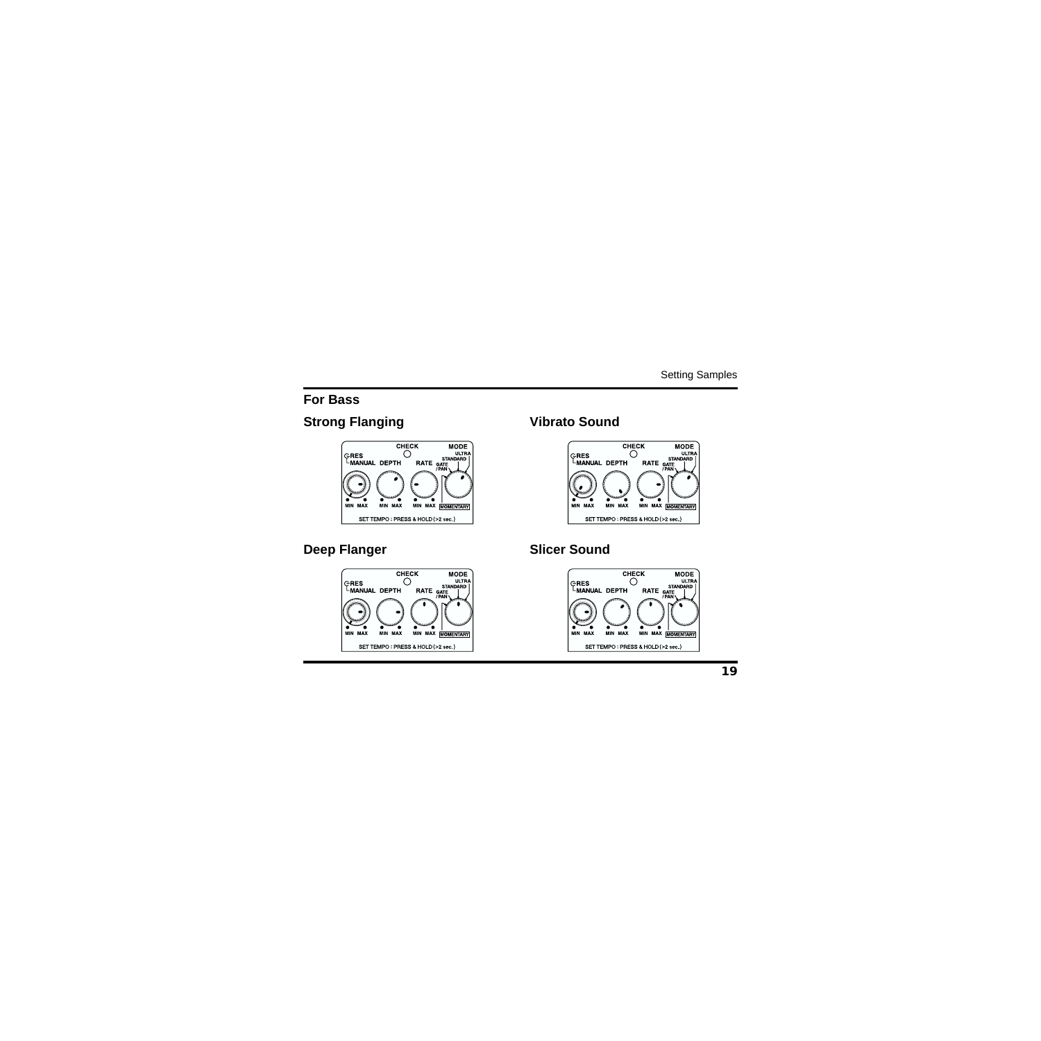## For Bass

### Strong Flanging

### Vibrato Sound

### Deep Flanger

### Slicer Sound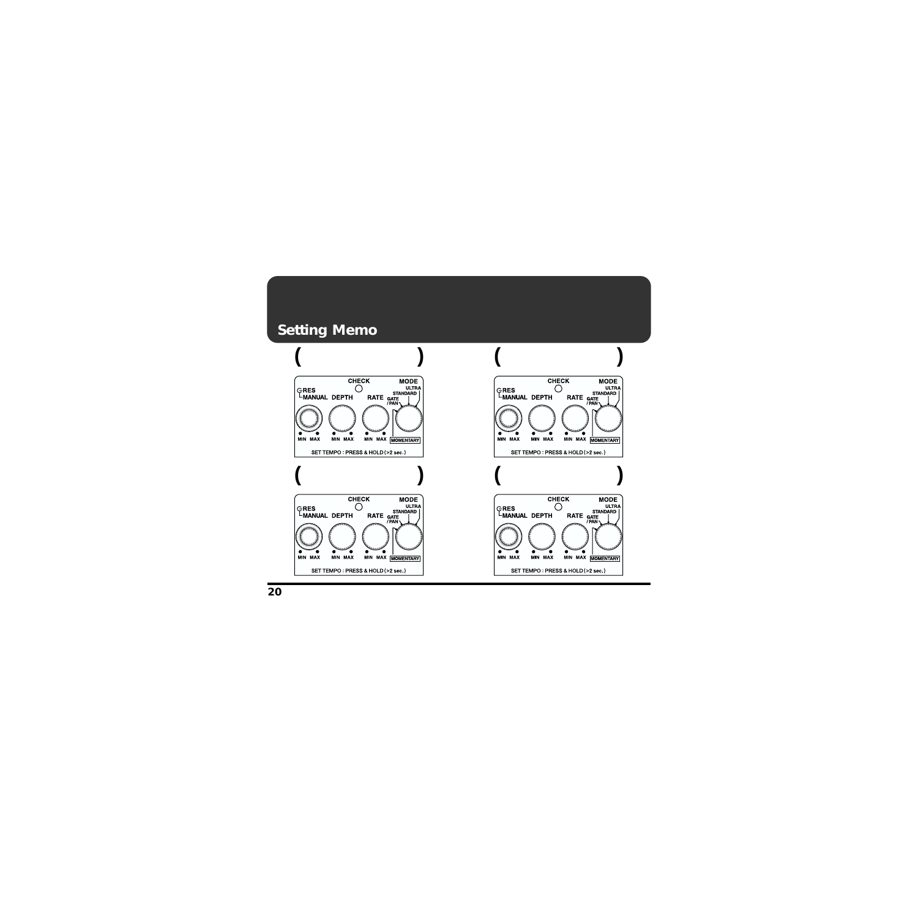## Setting Memo

( )

CHECK

MODE

ULTRA

STANDARD

RES

MANUAL DEPTH RATE

GATE / PAN

MIN MAX MIN MAX MIN MAX MOMENTARY

SET TEMPO : PRESS & HOLD (>2 sec.)

( )

CHECK

MODE

ULTRA

STANDARD

RES

MANUAL DEPTH RATE

GATE / PAN

MIN MAX MIN MAX MIN MAX MOMENTARY

SET TEMPO : PRESS & HOLD (>2 sec.)

( )

CHECK

MODE

ULTRA

STANDARD

RES

MANUAL DEPTH RATE

GATE / PAN

MIN MAX MIN MAX MIN MAX MOMENTARY

SET TEMPO : PRESS & HOLD (>2 sec.)

( )

CHECK

MODE

ULTRA

STANDARD

RES

MANUAL DEPTH RATE

GATE / PAN

MIN MAX MIN MAX MIN MAX MOMENTARY

SET TEMPO : PRESS & HOLD (>2 sec.)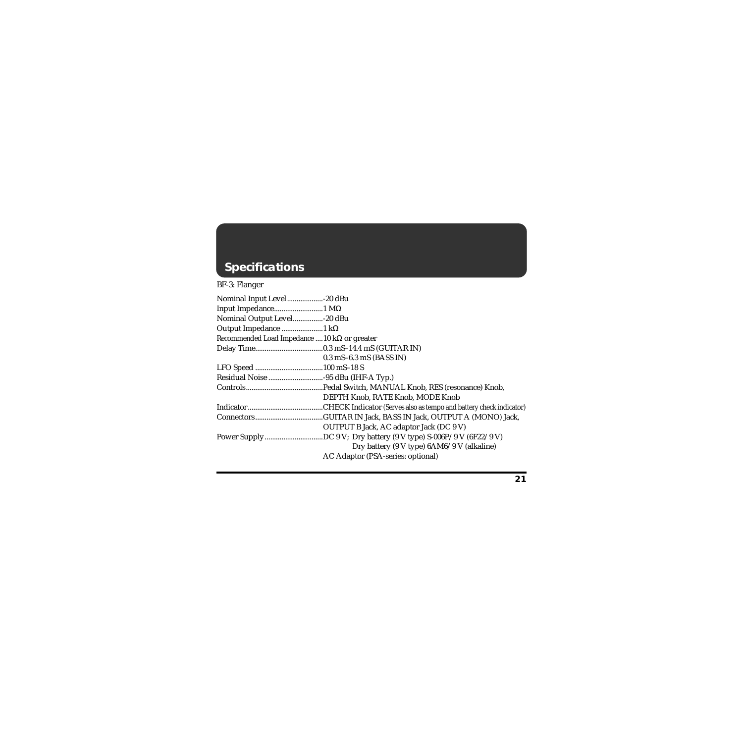# Specifications

BF-3: Flanger

| | |
|---|---|
| Nominal Input Level | -20 dBu |
| Input Impedance | 1 MΩ |
| Nominal Output Level | -20 dBu |
| Output Impedance | 1 kΩ |
| Recommended Load Impedance | 10 kΩ or greater |
| Delay Time | 0.3 mS–14.4 mS (GUITAR IN)<br>0.3 mS–6.3 mS (BASS IN) |
| LFO Speed | 100 mS–18 S |
| Residual Noise | -95 dBu (IHF-A Typ.) |
| Controls | Pedal Switch, MANUAL Knob, RES (resonance) Knob, DEPTH Knob, RATE Knob, MODE Knob |
| Indicator | CHECK Indicator (Serves also as tempo and battery check indicator) |
| Connectors | GUITAR IN Jack, BASS IN Jack, OUTPUT A (MONO) Jack, OUTPUT B Jack, AC adaptor Jack (DC 9 V) |
| Power Supply | DC 9 V; Dry battery (9 V type) S-006P/9 V (6F22/9 V)<br>Dry battery (9 V type) 6AM6/9 V (alkaline)<br>AC Adaptor (PSA-series: optional) |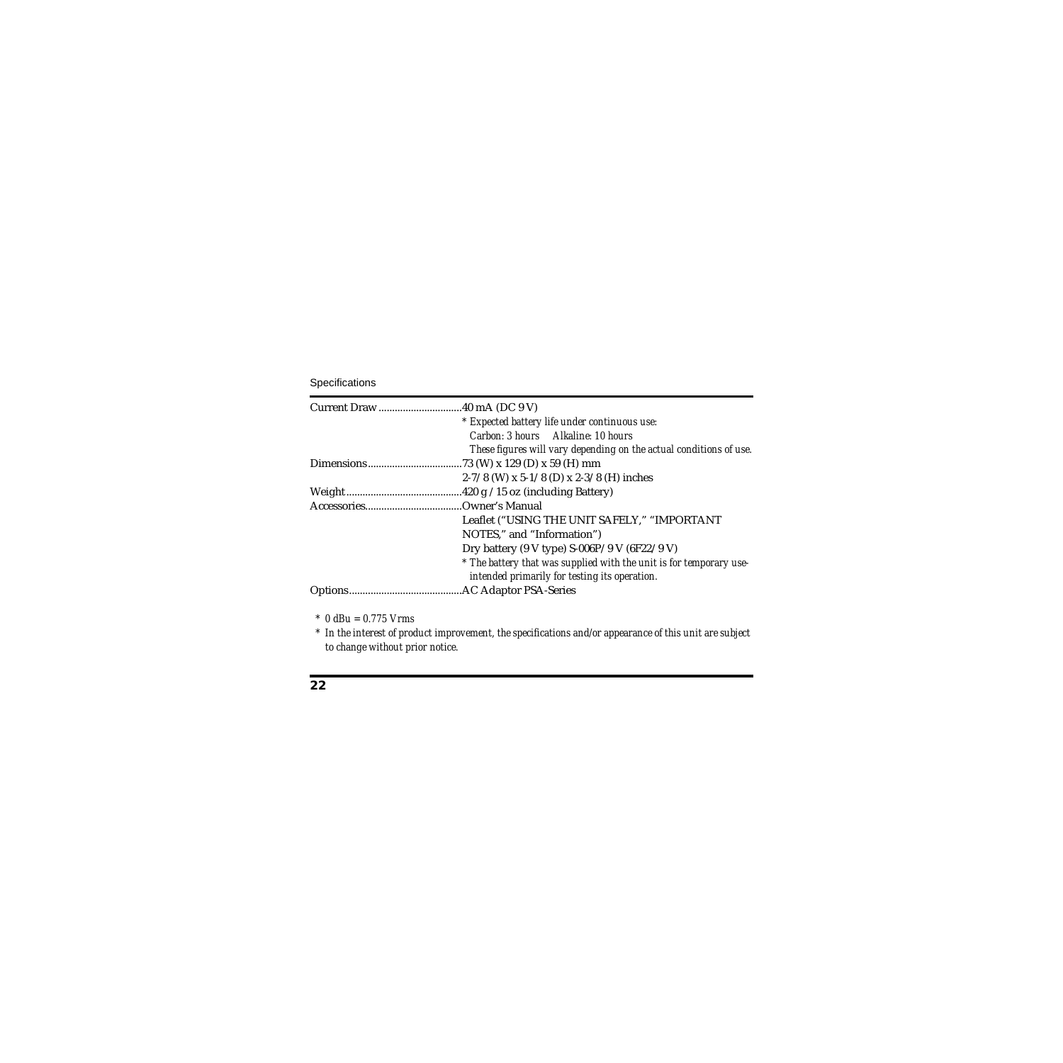Specifications

Current Draw ..............................40 mA (DC 9 V)

*\* Expected battery life under continuous use:*
*Carbon: 3 hours Alkaline: 10 hours*
*These figures will vary depending on the actual conditions of use.*

Dimensions..................................73 (W) x 129 (D) x 59 (H) mm
2-7/8 (W) x 5-1/8 (D) x 2-3/8 (H) inches

Weight..........................................420 g / 15 oz (including Battery)

Accessories...................................Owner's Manual
Leaflet ("USING THE UNIT SAFELY," "IMPORTANT NOTES," and "Information")
Dry battery (9 V type) S-006P/9 V (6F22/9 V)

*\* The battery that was supplied with the unit is for temporary use-intended primarily for testing its operation.*

Options.........................................AC Adaptor PSA-Series

*\* 0 dBu = 0.775 Vrms*

*\* In the interest of product improvement, the specifications and/or appearance of this unit are subject to change without prior notice.*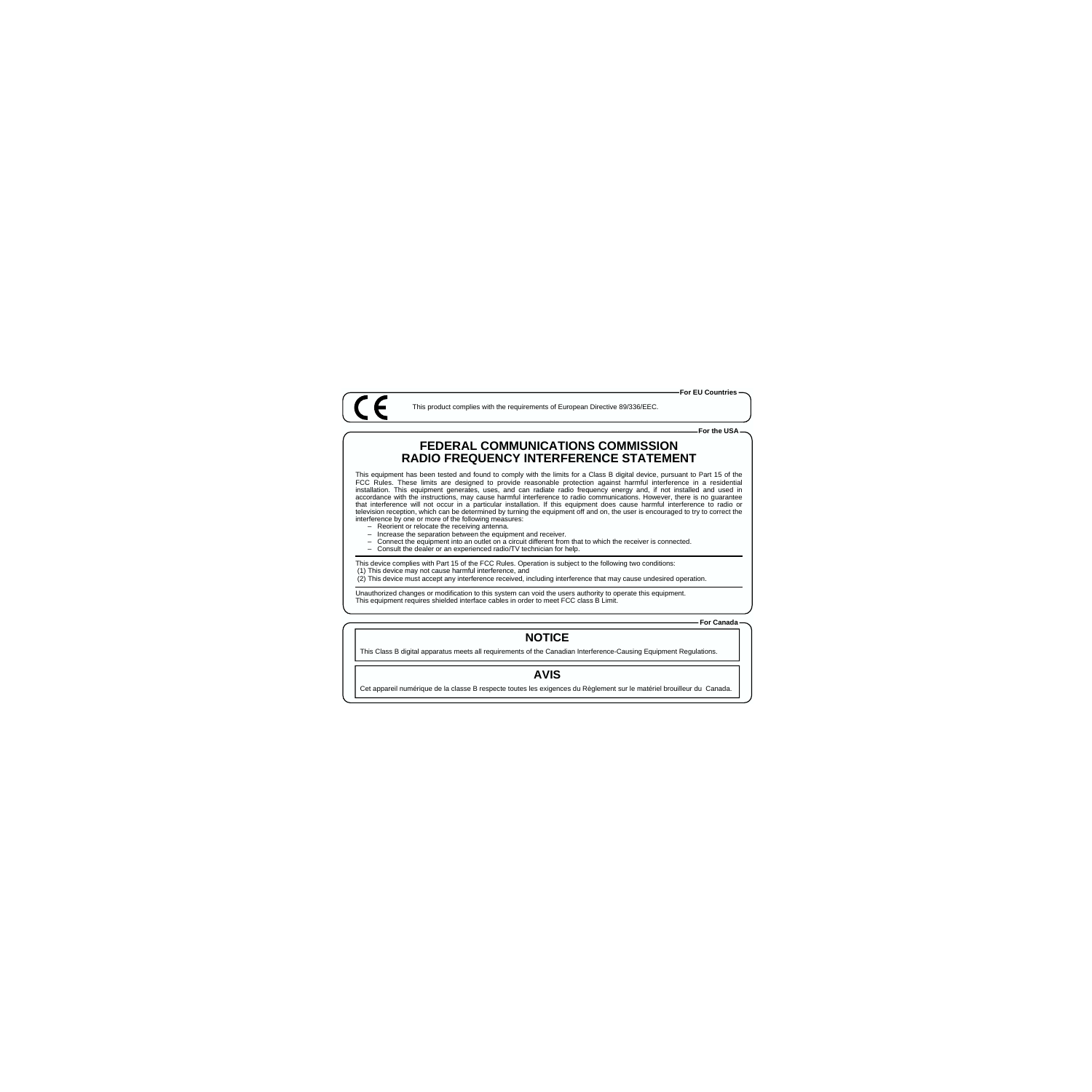**For EU Countries**

CE

This product complies with the requirements of European Directive 89/336/EEC.

**For the USA**

## FEDERAL COMMUNICATIONS COMMISSION
## RADIO FREQUENCY INTERFERENCE STATEMENT

This equipment has been tested and found to comply with the limits for a Class B digital device, pursuant to Part 15 of the FCC Rules. These limits are designed to provide reasonable protection against harmful interference in a residential installation. This equipment generates, uses, and can radiate radio frequency energy and, if not installed and used in accordance with the instructions, may cause harmful interference to radio communications. However, there is no guarantee that interference will not occur in a particular installation. If this equipment does cause harmful interference to radio or television reception, which can be determined by turning the equipment off and on, the user is encouraged to try to correct the interference by one or more of the following measures:

- Reorient or relocate the receiving antenna.
- Increase the separation between the equipment and receiver.
- Connect the equipment into an outlet on a circuit different from that to which the receiver is connected.
- Consult the dealer or an experienced radio/TV technician for help.

---

This device complies with Part 15 of the FCC Rules. Operation is subject to the following two conditions:
(1) This device may not cause harmful interference, and
(2) This device must accept any interference received, including interference that may cause undesired operation.

---

Unauthorized changes or modification to this system can void the users authority to operate this equipment.
This equipment requires shielded interface cables in order to meet FCC class B Limit.

**For Canada**

## NOTICE

This Class B digital apparatus meets all requirements of the Canadian Interference-Causing Equipment Regulations.

## AVIS

Cet appareil numérique de la classe B respecte toutes les exigences du Règlement sur le matériel brouilleur du Canada.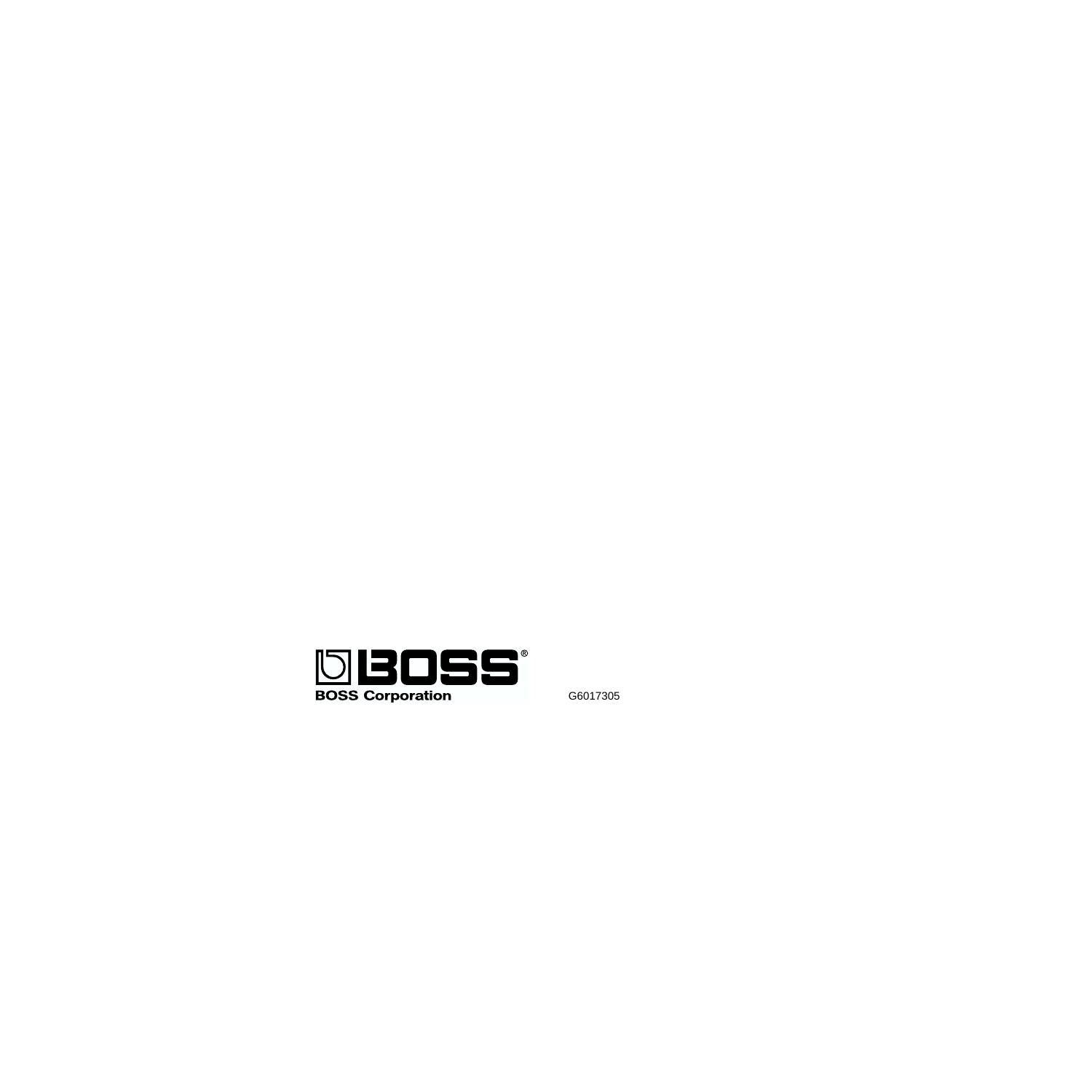BOSS®

BOSS Corporation

G6017305